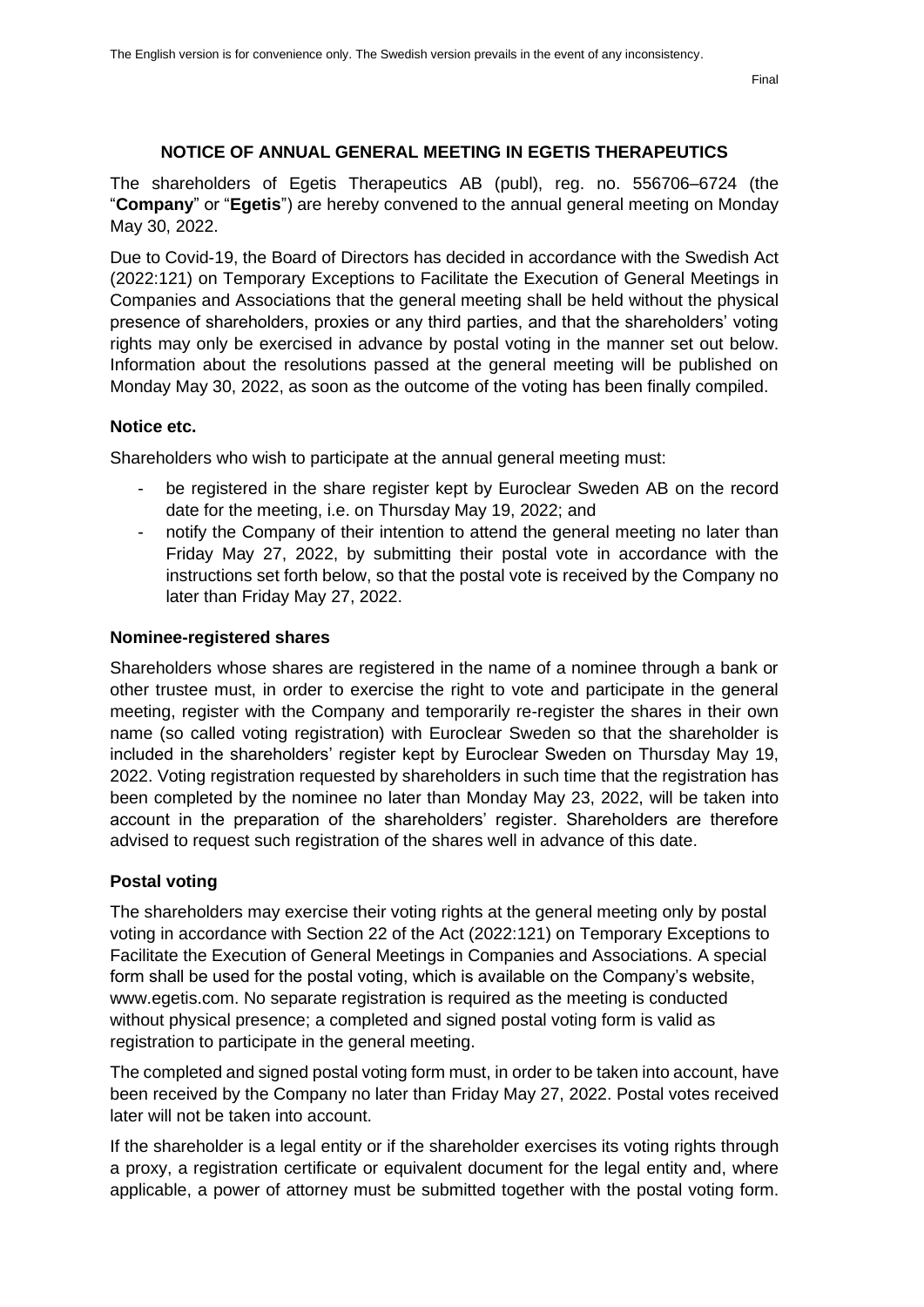The English version is for convenience only. The Swedish version prevails in the event of any inconsistency.

Final

# NOTICE OF ANNUAL GENERAL MEETING IN EGETIS THERAPEUTICS

The shareholders of Egetis Therapeutics AB (publ), reg. no. 556706–6724 (the "**Company**" or "**Egetis**") are hereby convened to the annual general meeting on Monday May 30, 2022.

Due to Covid-19, the Board of Directors has decided in accordance with the Swedish Act (2022:121) on Temporary Exceptions to Facilitate the Execution of General Meetings in Companies and Associations that the general meeting shall be held without the physical presence of shareholders, proxies or any third parties, and that the shareholders' voting rights may only be exercised in advance by postal voting in the manner set out below. Information about the resolutions passed at the general meeting will be published on Monday May 30, 2022, as soon as the outcome of the voting has been finally compiled.

## Notice etc.

Shareholders who wish to participate at the annual general meeting must:

- be registered in the share register kept by Euroclear Sweden AB on the record date for the meeting, i.e. on Thursday May 19, 2022; and
- notify the Company of their intention to attend the general meeting no later than Friday May 27, 2022, by submitting their postal vote in accordance with the instructions set forth below, so that the postal vote is received by the Company no later than Friday May 27, 2022.

## Nominee-registered shares

Shareholders whose shares are registered in the name of a nominee through a bank or other trustee must, in order to exercise the right to vote and participate in the general meeting, register with the Company and temporarily re-register the shares in their own name (so called voting registration) with Euroclear Sweden so that the shareholder is included in the shareholders' register kept by Euroclear Sweden on Thursday May 19, 2022. Voting registration requested by shareholders in such time that the registration has been completed by the nominee no later than Monday May 23, 2022, will be taken into account in the preparation of the shareholders' register. Shareholders are therefore advised to request such registration of the shares well in advance of this date.

## Postal voting

The shareholders may exercise their voting rights at the general meeting only by postal voting in accordance with Section 22 of the Act (2022:121) on Temporary Exceptions to Facilitate the Execution of General Meetings in Companies and Associations. A special form shall be used for the postal voting, which is available on the Company's website, www.egetis.com. No separate registration is required as the meeting is conducted without physical presence; a completed and signed postal voting form is valid as registration to participate in the general meeting.

The completed and signed postal voting form must, in order to be taken into account, have been received by the Company no later than Friday May 27, 2022. Postal votes received later will not be taken into account.

If the shareholder is a legal entity or if the shareholder exercises its voting rights through a proxy, a registration certificate or equivalent document for the legal entity and, where applicable, a power of attorney must be submitted together with the postal voting form.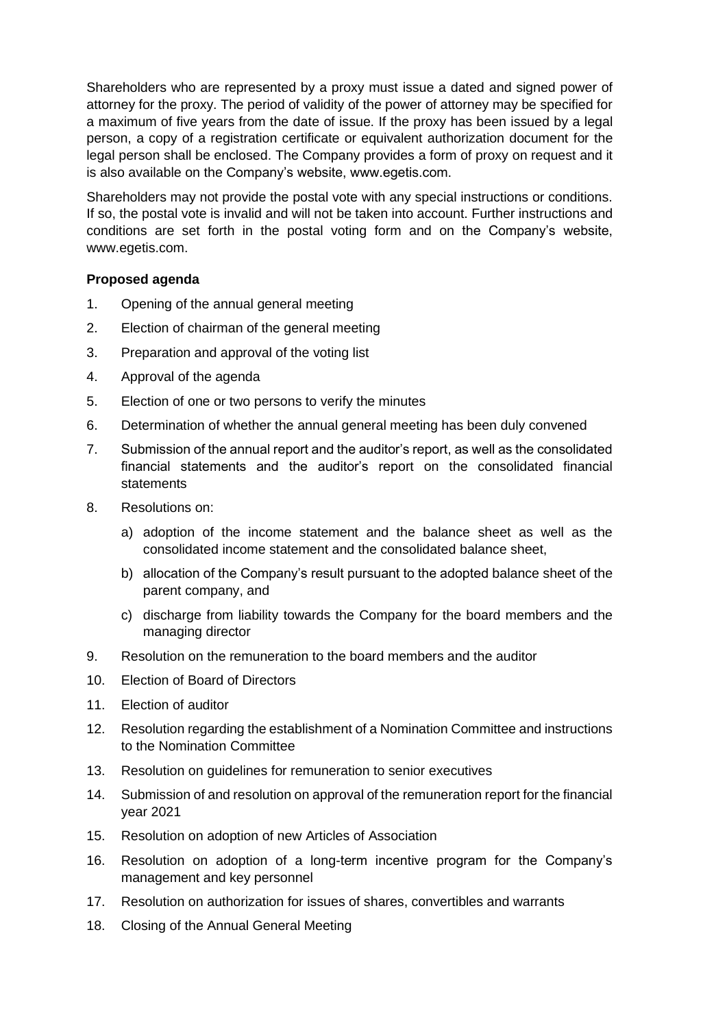Shareholders who are represented by a proxy must issue a dated and signed power of attorney for the proxy. The period of validity of the power of attorney may be specified for a maximum of five years from the date of issue. If the proxy has been issued by a legal person, a copy of a registration certificate or equivalent authorization document for the legal person shall be enclosed. The Company provides a form of proxy on request and it is also available on the Company's website, www.egetis.com.

Shareholders may not provide the postal vote with any special instructions or conditions. If so, the postal vote is invalid and will not be taken into account. Further instructions and conditions are set forth in the postal voting form and on the Company's website, www.egetis.com.

**Proposed agenda**

1. Opening of the annual general meeting
2. Election of chairman of the general meeting
3. Preparation and approval of the voting list
4. Approval of the agenda
5. Election of one or two persons to verify the minutes
6. Determination of whether the annual general meeting has been duly convened
7. Submission of the annual report and the auditor's report, as well as the consolidated financial statements and the auditor's report on the consolidated financial statements
8. Resolutions on:
    a) adoption of the income statement and the balance sheet as well as the consolidated income statement and the consolidated balance sheet,
    b) allocation of the Company's result pursuant to the adopted balance sheet of the parent company, and
    c) discharge from liability towards the Company for the board members and the managing director
9. Resolution on the remuneration to the board members and the auditor
10. Election of Board of Directors
11. Election of auditor
12. Resolution regarding the establishment of a Nomination Committee and instructions to the Nomination Committee
13. Resolution on guidelines for remuneration to senior executives
14. Submission of and resolution on approval of the remuneration report for the financial year 2021
15. Resolution on adoption of new Articles of Association
16. Resolution on adoption of a long-term incentive program for the Company's management and key personnel
17. Resolution on authorization for issues of shares, convertibles and warrants
18. Closing of the Annual General Meeting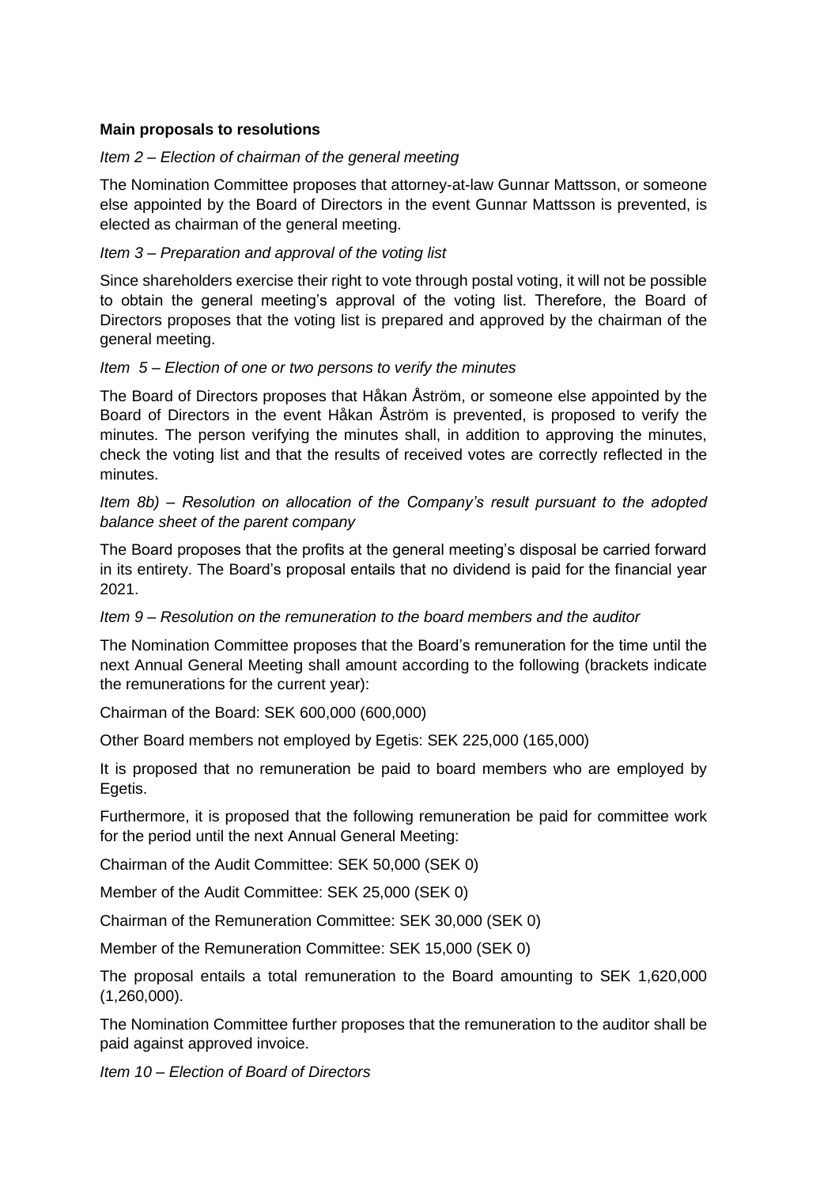**Main proposals to resolutions**

*Item 2 – Election of chairman of the general meeting*

The Nomination Committee proposes that attorney-at-law Gunnar Mattsson, or someone else appointed by the Board of Directors in the event Gunnar Mattsson is prevented, is elected as chairman of the general meeting.

*Item 3 – Preparation and approval of the voting list*

Since shareholders exercise their right to vote through postal voting, it will not be possible to obtain the general meeting's approval of the voting list. Therefore, the Board of Directors proposes that the voting list is prepared and approved by the chairman of the general meeting.

*Item 5 – Election of one or two persons to verify the minutes*

The Board of Directors proposes that Håkan Åström, or someone else appointed by the Board of Directors in the event Håkan Åström is prevented, is proposed to verify the minutes. The person verifying the minutes shall, in addition to approving the minutes, check the voting list and that the results of received votes are correctly reflected in the minutes.

*Item 8b) – Resolution on allocation of the Company's result pursuant to the adopted balance sheet of the parent company*

The Board proposes that the profits at the general meeting's disposal be carried forward in its entirety. The Board's proposal entails that no dividend is paid for the financial year 2021.

*Item 9 – Resolution on the remuneration to the board members and the auditor*

The Nomination Committee proposes that the Board's remuneration for the time until the next Annual General Meeting shall amount according to the following (brackets indicate the remunerations for the current year):

Chairman of the Board: SEK 600,000 (600,000)

Other Board members not employed by Egetis: SEK 225,000 (165,000)

It is proposed that no remuneration be paid to board members who are employed by Egetis.

Furthermore, it is proposed that the following remuneration be paid for committee work for the period until the next Annual General Meeting:

Chairman of the Audit Committee: SEK 50,000 (SEK 0)

Member of the Audit Committee: SEK 25,000 (SEK 0)

Chairman of the Remuneration Committee: SEK 30,000 (SEK 0)

Member of the Remuneration Committee: SEK 15,000 (SEK 0)

The proposal entails a total remuneration to the Board amounting to SEK 1,620,000 (1,260,000).

The Nomination Committee further proposes that the remuneration to the auditor shall be paid against approved invoice.

*Item 10 – Election of Board of Directors*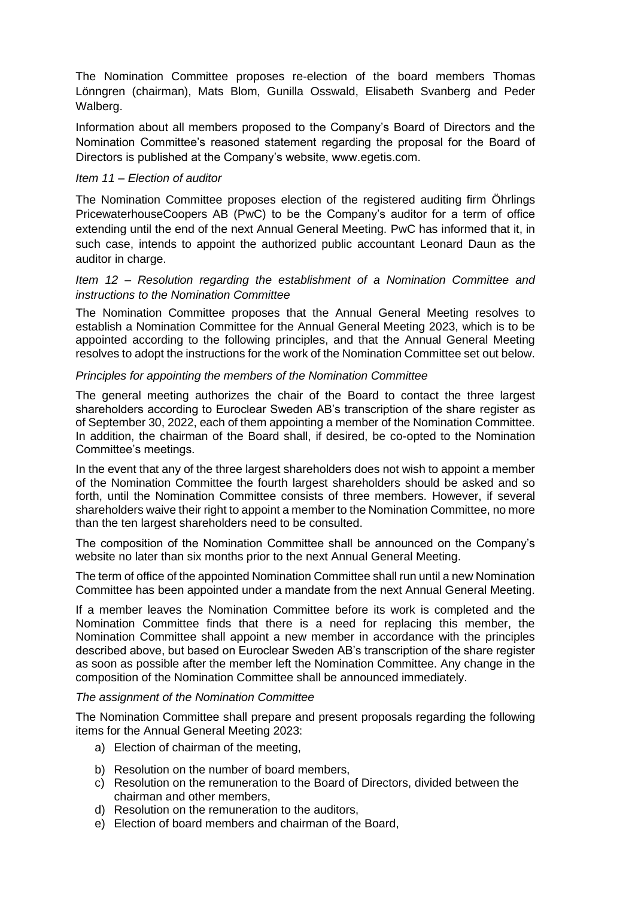The Nomination Committee proposes re-election of the board members Thomas Lönngren (chairman), Mats Blom, Gunilla Osswald, Elisabeth Svanberg and Peder Walberg.

Information about all members proposed to the Company's Board of Directors and the Nomination Committee's reasoned statement regarding the proposal for the Board of Directors is published at the Company's website, www.egetis.com.

*Item 11 – Election of auditor*

The Nomination Committee proposes election of the registered auditing firm Öhrlings PricewaterhouseCoopers AB (PwC) to be the Company's auditor for a term of office extending until the end of the next Annual General Meeting. PwC has informed that it, in such case, intends to appoint the authorized public accountant Leonard Daun as the auditor in charge.

*Item 12 – Resolution regarding the establishment of a Nomination Committee and instructions to the Nomination Committee*

The Nomination Committee proposes that the Annual General Meeting resolves to establish a Nomination Committee for the Annual General Meeting 2023, which is to be appointed according to the following principles, and that the Annual General Meeting resolves to adopt the instructions for the work of the Nomination Committee set out below.

*Principles for appointing the members of the Nomination Committee*

The general meeting authorizes the chair of the Board to contact the three largest shareholders according to Euroclear Sweden AB's transcription of the share register as of September 30, 2022, each of them appointing a member of the Nomination Committee. In addition, the chairman of the Board shall, if desired, be co-opted to the Nomination Committee's meetings.

In the event that any of the three largest shareholders does not wish to appoint a member of the Nomination Committee the fourth largest shareholders should be asked and so forth, until the Nomination Committee consists of three members. However, if several shareholders waive their right to appoint a member to the Nomination Committee, no more than the ten largest shareholders need to be consulted.

The composition of the Nomination Committee shall be announced on the Company's website no later than six months prior to the next Annual General Meeting.

The term of office of the appointed Nomination Committee shall run until a new Nomination Committee has been appointed under a mandate from the next Annual General Meeting.

If a member leaves the Nomination Committee before its work is completed and the Nomination Committee finds that there is a need for replacing this member, the Nomination Committee shall appoint a new member in accordance with the principles described above, but based on Euroclear Sweden AB's transcription of the share register as soon as possible after the member left the Nomination Committee. Any change in the composition of the Nomination Committee shall be announced immediately.

*The assignment of the Nomination Committee*

The Nomination Committee shall prepare and present proposals regarding the following items for the Annual General Meeting 2023:

a) Election of chairman of the meeting,
b) Resolution on the number of board members,
c) Resolution on the remuneration to the Board of Directors, divided between the chairman and other members,
d) Resolution on the remuneration to the auditors,
e) Election of board members and chairman of the Board,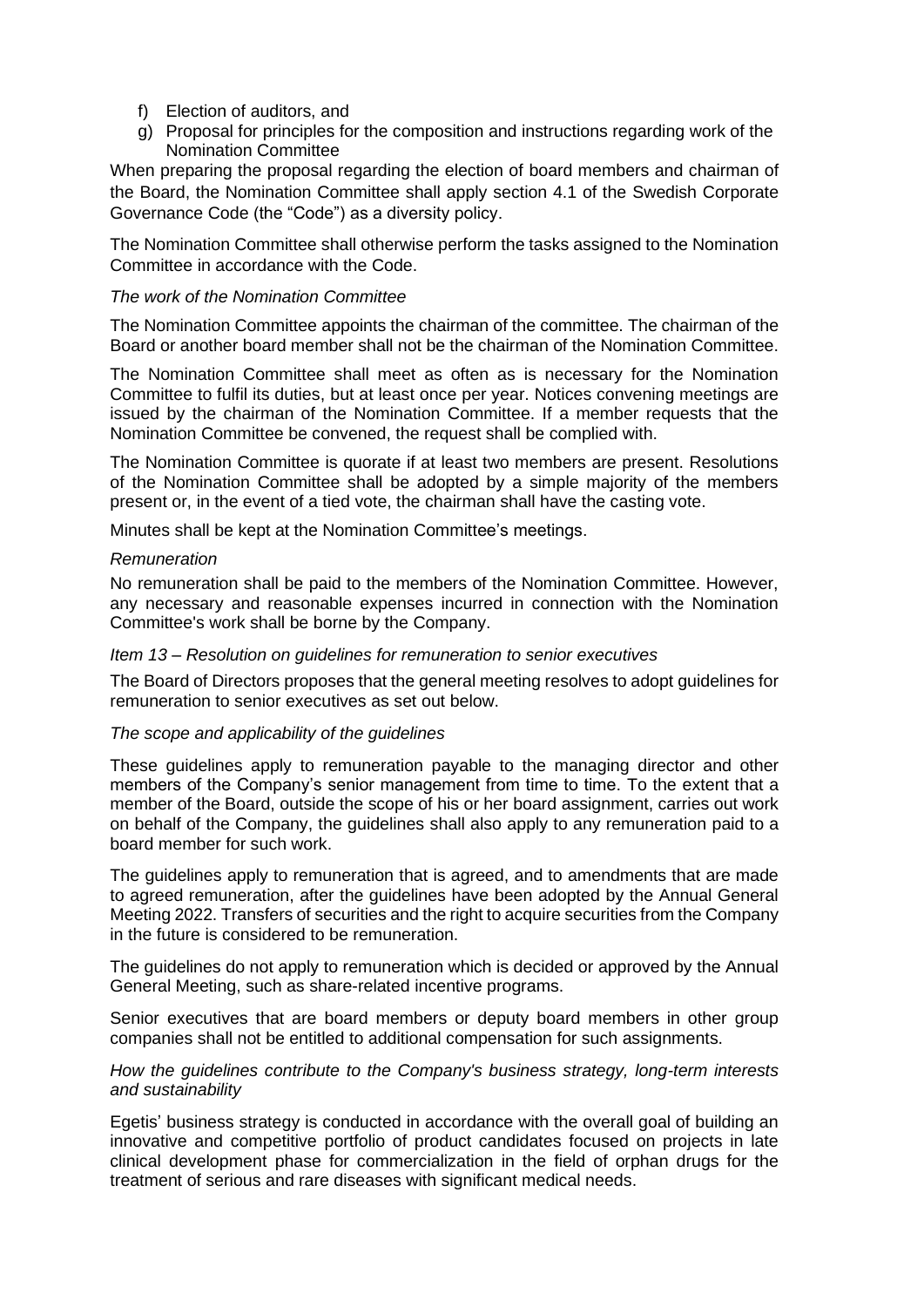f) Election of auditors, and
g) Proposal for principles for the composition and instructions regarding work of the Nomination Committee

When preparing the proposal regarding the election of board members and chairman of the Board, the Nomination Committee shall apply section 4.1 of the Swedish Corporate Governance Code (the "Code") as a diversity policy.

The Nomination Committee shall otherwise perform the tasks assigned to the Nomination Committee in accordance with the Code.

*The work of the Nomination Committee*

The Nomination Committee appoints the chairman of the committee. The chairman of the Board or another board member shall not be the chairman of the Nomination Committee.

The Nomination Committee shall meet as often as is necessary for the Nomination Committee to fulfil its duties, but at least once per year. Notices convening meetings are issued by the chairman of the Nomination Committee. If a member requests that the Nomination Committee be convened, the request shall be complied with.

The Nomination Committee is quorate if at least two members are present. Resolutions of the Nomination Committee shall be adopted by a simple majority of the members present or, in the event of a tied vote, the chairman shall have the casting vote.

Minutes shall be kept at the Nomination Committee's meetings.

*Remuneration*

No remuneration shall be paid to the members of the Nomination Committee. However, any necessary and reasonable expenses incurred in connection with the Nomination Committee's work shall be borne by the Company.

*Item 13 – Resolution on guidelines for remuneration to senior executives*

The Board of Directors proposes that the general meeting resolves to adopt guidelines for remuneration to senior executives as set out below.

*The scope and applicability of the guidelines*

These guidelines apply to remuneration payable to the managing director and other members of the Company's senior management from time to time. To the extent that a member of the Board, outside the scope of his or her board assignment, carries out work on behalf of the Company, the guidelines shall also apply to any remuneration paid to a board member for such work.

The guidelines apply to remuneration that is agreed, and to amendments that are made to agreed remuneration, after the guidelines have been adopted by the Annual General Meeting 2022. Transfers of securities and the right to acquire securities from the Company in the future is considered to be remuneration.

The guidelines do not apply to remuneration which is decided or approved by the Annual General Meeting, such as share-related incentive programs.

Senior executives that are board members or deputy board members in other group companies shall not be entitled to additional compensation for such assignments.

*How the guidelines contribute to the Company's business strategy, long-term interests and sustainability*

Egetis' business strategy is conducted in accordance with the overall goal of building an innovative and competitive portfolio of product candidates focused on projects in late clinical development phase for commercialization in the field of orphan drugs for the treatment of serious and rare diseases with significant medical needs.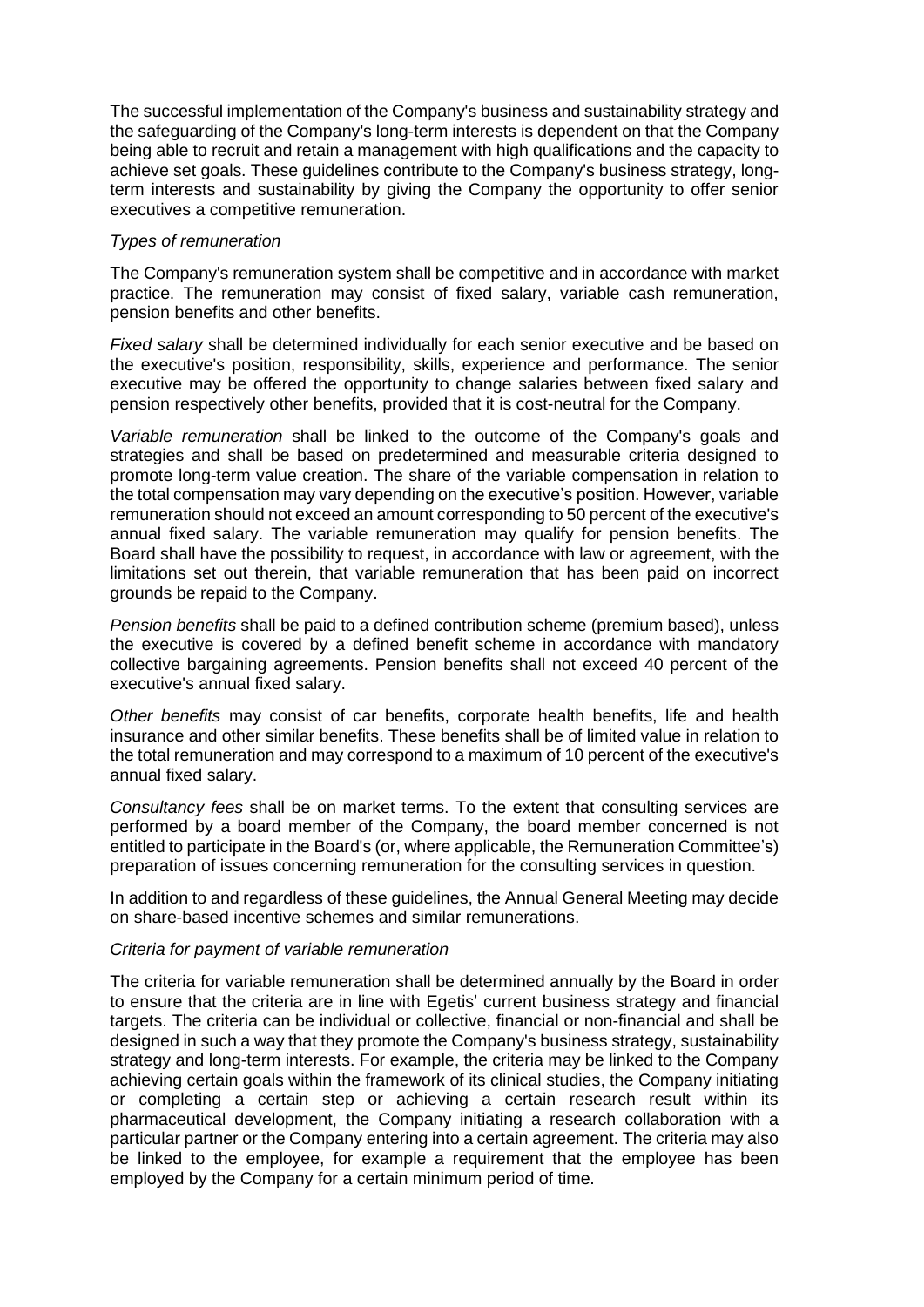The successful implementation of the Company's business and sustainability strategy and the safeguarding of the Company's long-term interests is dependent on that the Company being able to recruit and retain a management with high qualifications and the capacity to achieve set goals. These guidelines contribute to the Company's business strategy, long-term interests and sustainability by giving the Company the opportunity to offer senior executives a competitive remuneration.

*Types of remuneration*

The Company's remuneration system shall be competitive and in accordance with market practice. The remuneration may consist of fixed salary, variable cash remuneration, pension benefits and other benefits.

*Fixed salary* shall be determined individually for each senior executive and be based on the executive's position, responsibility, skills, experience and performance. The senior executive may be offered the opportunity to change salaries between fixed salary and pension respectively other benefits, provided that it is cost-neutral for the Company.

*Variable remuneration* shall be linked to the outcome of the Company's goals and strategies and shall be based on predetermined and measurable criteria designed to promote long-term value creation. The share of the variable compensation in relation to the total compensation may vary depending on the executive's position. However, variable remuneration should not exceed an amount corresponding to 50 percent of the executive's annual fixed salary. The variable remuneration may qualify for pension benefits. The Board shall have the possibility to request, in accordance with law or agreement, with the limitations set out therein, that variable remuneration that has been paid on incorrect grounds be repaid to the Company.

*Pension benefits* shall be paid to a defined contribution scheme (premium based), unless the executive is covered by a defined benefit scheme in accordance with mandatory collective bargaining agreements. Pension benefits shall not exceed 40 percent of the executive's annual fixed salary.

*Other benefits* may consist of car benefits, corporate health benefits, life and health insurance and other similar benefits. These benefits shall be of limited value in relation to the total remuneration and may correspond to a maximum of 10 percent of the executive's annual fixed salary.

*Consultancy fees* shall be on market terms. To the extent that consulting services are performed by a board member of the Company, the board member concerned is not entitled to participate in the Board's (or, where applicable, the Remuneration Committee's) preparation of issues concerning remuneration for the consulting services in question.

In addition to and regardless of these guidelines, the Annual General Meeting may decide on share-based incentive schemes and similar remunerations.

*Criteria for payment of variable remuneration*

The criteria for variable remuneration shall be determined annually by the Board in order to ensure that the criteria are in line with Egetis' current business strategy and financial targets. The criteria can be individual or collective, financial or non-financial and shall be designed in such a way that they promote the Company's business strategy, sustainability strategy and long-term interests. For example, the criteria may be linked to the Company achieving certain goals within the framework of its clinical studies, the Company initiating or completing a certain step or achieving a certain research result within its pharmaceutical development, the Company initiating a research collaboration with a particular partner or the Company entering into a certain agreement. The criteria may also be linked to the employee, for example a requirement that the employee has been employed by the Company for a certain minimum period of time.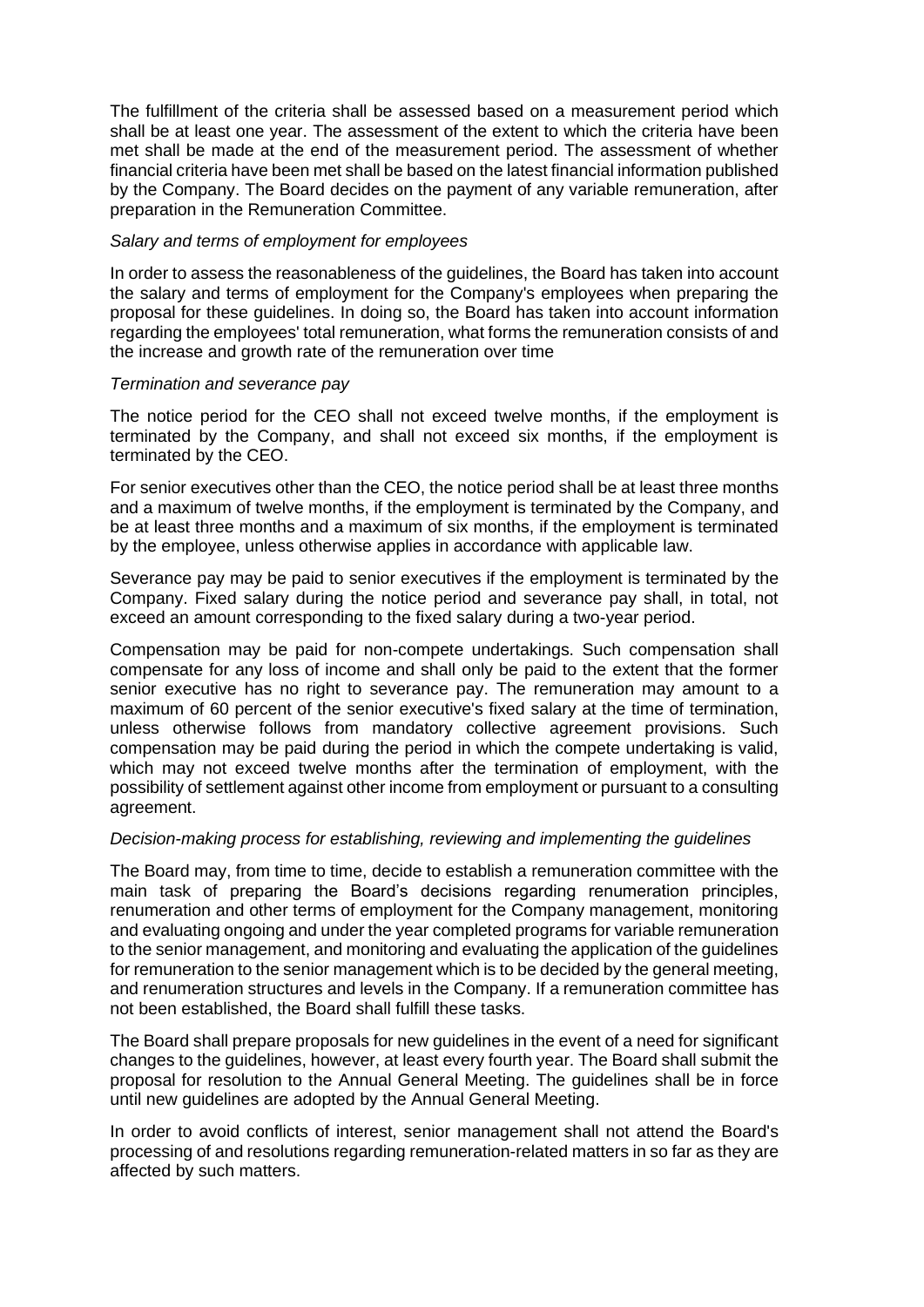The fulfillment of the criteria shall be assessed based on a measurement period which shall be at least one year. The assessment of the extent to which the criteria have been met shall be made at the end of the measurement period. The assessment of whether financial criteria have been met shall be based on the latest financial information published by the Company. The Board decides on the payment of any variable remuneration, after preparation in the Remuneration Committee.

*Salary and terms of employment for employees*

In order to assess the reasonableness of the guidelines, the Board has taken into account the salary and terms of employment for the Company's employees when preparing the proposal for these guidelines. In doing so, the Board has taken into account information regarding the employees' total remuneration, what forms the remuneration consists of and the increase and growth rate of the remuneration over time

*Termination and severance pay*

The notice period for the CEO shall not exceed twelve months, if the employment is terminated by the Company, and shall not exceed six months, if the employment is terminated by the CEO.

For senior executives other than the CEO, the notice period shall be at least three months and a maximum of twelve months, if the employment is terminated by the Company, and be at least three months and a maximum of six months, if the employment is terminated by the employee, unless otherwise applies in accordance with applicable law.

Severance pay may be paid to senior executives if the employment is terminated by the Company. Fixed salary during the notice period and severance pay shall, in total, not exceed an amount corresponding to the fixed salary during a two-year period.

Compensation may be paid for non-compete undertakings. Such compensation shall compensate for any loss of income and shall only be paid to the extent that the former senior executive has no right to severance pay. The remuneration may amount to a maximum of 60 percent of the senior executive's fixed salary at the time of termination, unless otherwise follows from mandatory collective agreement provisions. Such compensation may be paid during the period in which the compete undertaking is valid, which may not exceed twelve months after the termination of employment, with the possibility of settlement against other income from employment or pursuant to a consulting agreement.

*Decision-making process for establishing, reviewing and implementing the guidelines*

The Board may, from time to time, decide to establish a remuneration committee with the main task of preparing the Board's decisions regarding renumeration principles, renumeration and other terms of employment for the Company management, monitoring and evaluating ongoing and under the year completed programs for variable remuneration to the senior management, and monitoring and evaluating the application of the guidelines for remuneration to the senior management which is to be decided by the general meeting, and renumeration structures and levels in the Company. If a remuneration committee has not been established, the Board shall fulfill these tasks.

The Board shall prepare proposals for new guidelines in the event of a need for significant changes to the guidelines, however, at least every fourth year. The Board shall submit the proposal for resolution to the Annual General Meeting. The guidelines shall be in force until new guidelines are adopted by the Annual General Meeting.

In order to avoid conflicts of interest, senior management shall not attend the Board's processing of and resolutions regarding remuneration-related matters in so far as they are affected by such matters.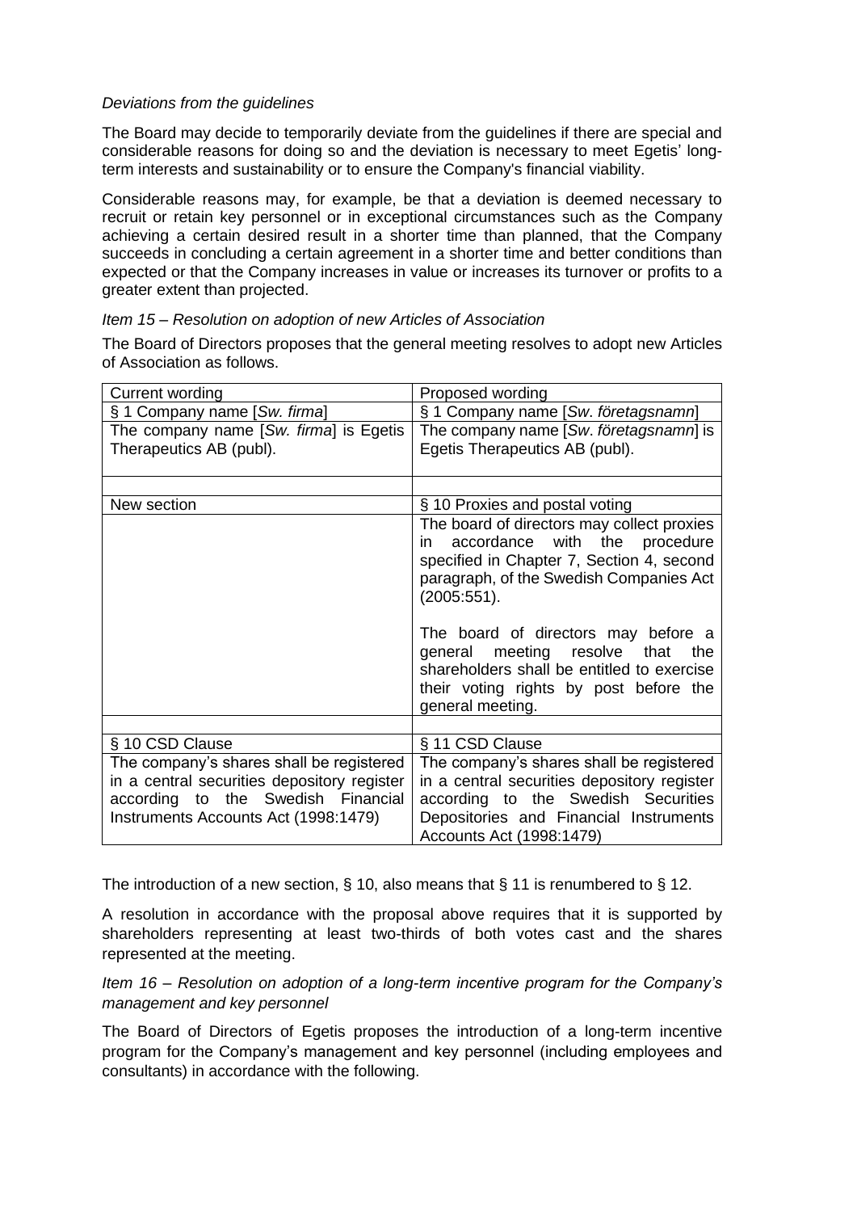*Deviations from the guidelines*

The Board may decide to temporarily deviate from the guidelines if there are special and considerable reasons for doing so and the deviation is necessary to meet Egetis' long-term interests and sustainability or to ensure the Company's financial viability.

Considerable reasons may, for example, be that a deviation is deemed necessary to recruit or retain key personnel or in exceptional circumstances such as the Company achieving a certain desired result in a shorter time than planned, that the Company succeeds in concluding a certain agreement in a shorter time and better conditions than expected or that the Company increases in value or increases its turnover or profits to a greater extent than projected.

*Item 15 – Resolution on adoption of new Articles of Association*

The Board of Directors proposes that the general meeting resolves to adopt new Articles of Association as follows.

| Current wording | Proposed wording |
|---|---|
| § 1 Company name [*Sw. firma*] | § 1 Company name [*Sw. företagsnamn*] |
| The company name [*Sw. firma*] is Egetis Therapeutics AB (publ). | The company name [*Sw. företagsnamn*] is Egetis Therapeutics AB (publ). |
| | |
| New section | § 10 Proxies and postal voting |
| | The board of directors may collect proxies in accordance with the procedure specified in Chapter 7, Section 4, second paragraph, of the Swedish Companies Act (2005:551).<br><br>The board of directors may before a general meeting resolve that the shareholders shall be entitled to exercise their voting rights by post before the general meeting. |
| | |
| § 10 CSD Clause | § 11 CSD Clause |
| The company's shares shall be registered in a central securities depository register according to the Swedish Financial Instruments Accounts Act (1998:1479) | The company's shares shall be registered in a central securities depository register according to the Swedish Securities Depositories and Financial Instruments Accounts Act (1998:1479) |

The introduction of a new section, § 10, also means that § 11 is renumbered to § 12.

A resolution in accordance with the proposal above requires that it is supported by shareholders representing at least two-thirds of both votes cast and the shares represented at the meeting.

*Item 16 – Resolution on adoption of a long-term incentive program for the Company's management and key personnel*

The Board of Directors of Egetis proposes the introduction of a long-term incentive program for the Company's management and key personnel (including employees and consultants) in accordance with the following.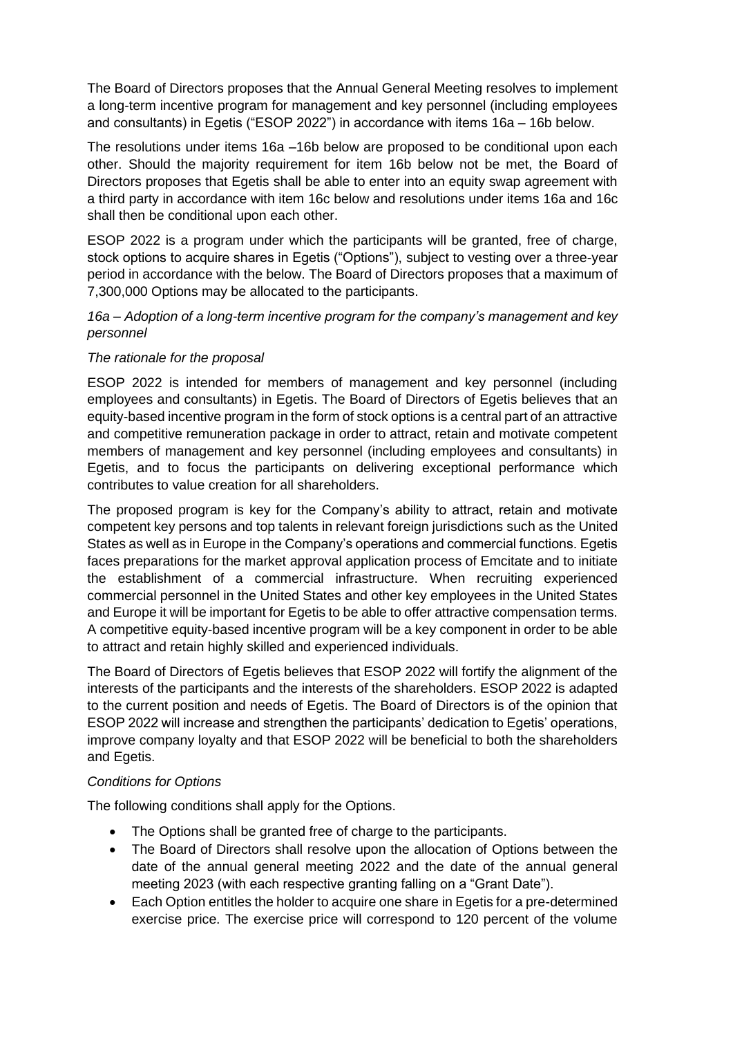The Board of Directors proposes that the Annual General Meeting resolves to implement a long-term incentive program for management and key personnel (including employees and consultants) in Egetis ("ESOP 2022") in accordance with items 16a – 16b below.

The resolutions under items 16a –16b below are proposed to be conditional upon each other. Should the majority requirement for item 16b below not be met, the Board of Directors proposes that Egetis shall be able to enter into an equity swap agreement with a third party in accordance with item 16c below and resolutions under items 16a and 16c shall then be conditional upon each other.

ESOP 2022 is a program under which the participants will be granted, free of charge, stock options to acquire shares in Egetis ("Options"), subject to vesting over a three-year period in accordance with the below. The Board of Directors proposes that a maximum of 7,300,000 Options may be allocated to the participants.

*16a – Adoption of a long-term incentive program for the company's management and key personnel*

*The rationale for the proposal*

ESOP 2022 is intended for members of management and key personnel (including employees and consultants) in Egetis. The Board of Directors of Egetis believes that an equity-based incentive program in the form of stock options is a central part of an attractive and competitive remuneration package in order to attract, retain and motivate competent members of management and key personnel (including employees and consultants) in Egetis, and to focus the participants on delivering exceptional performance which contributes to value creation for all shareholders.

The proposed program is key for the Company's ability to attract, retain and motivate competent key persons and top talents in relevant foreign jurisdictions such as the United States as well as in Europe in the Company's operations and commercial functions. Egetis faces preparations for the market approval application process of Emcitate and to initiate the establishment of a commercial infrastructure. When recruiting experienced commercial personnel in the United States and other key employees in the United States and Europe it will be important for Egetis to be able to offer attractive compensation terms. A competitive equity-based incentive program will be a key component in order to be able to attract and retain highly skilled and experienced individuals.

The Board of Directors of Egetis believes that ESOP 2022 will fortify the alignment of the interests of the participants and the interests of the shareholders. ESOP 2022 is adapted to the current position and needs of Egetis. The Board of Directors is of the opinion that ESOP 2022 will increase and strengthen the participants' dedication to Egetis' operations, improve company loyalty and that ESOP 2022 will be beneficial to both the shareholders and Egetis.

*Conditions for Options*

The following conditions shall apply for the Options.

- The Options shall be granted free of charge to the participants.
- The Board of Directors shall resolve upon the allocation of Options between the date of the annual general meeting 2022 and the date of the annual general meeting 2023 (with each respective granting falling on a "Grant Date").
- Each Option entitles the holder to acquire one share in Egetis for a pre-determined exercise price. The exercise price will correspond to 120 percent of the volume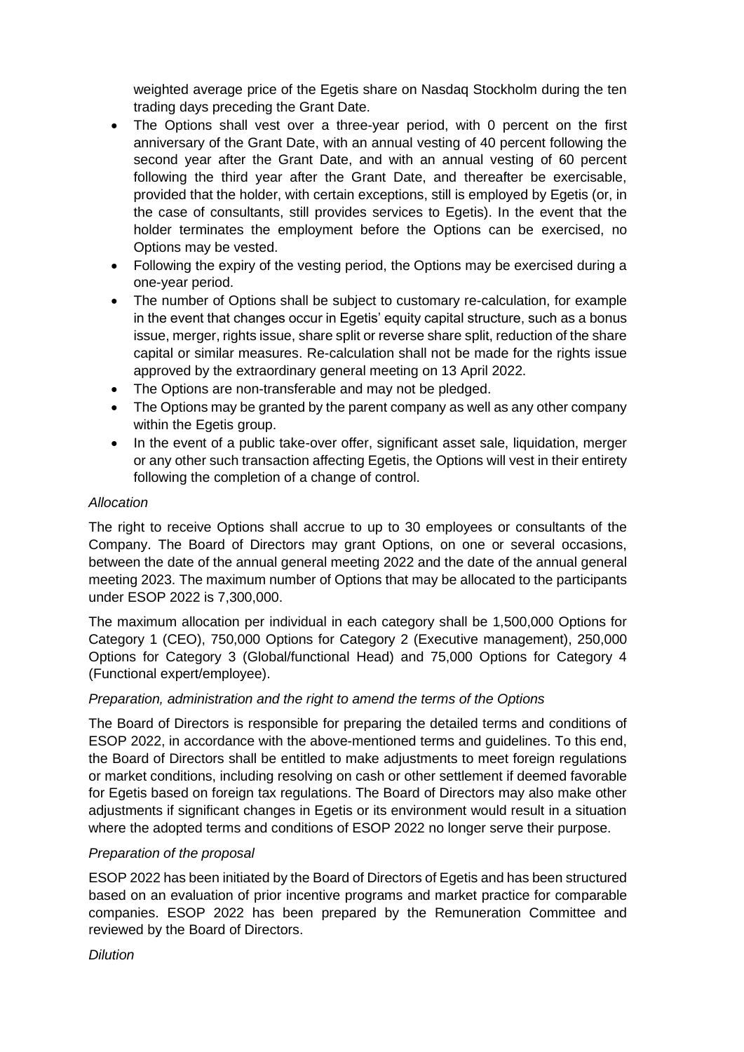weighted average price of the Egetis share on Nasdaq Stockholm during the ten trading days preceding the Grant Date.

- The Options shall vest over a three-year period, with 0 percent on the first anniversary of the Grant Date, with an annual vesting of 40 percent following the second year after the Grant Date, and with an annual vesting of 60 percent following the third year after the Grant Date, and thereafter be exercisable, provided that the holder, with certain exceptions, still is employed by Egetis (or, in the case of consultants, still provides services to Egetis). In the event that the holder terminates the employment before the Options can be exercised, no Options may be vested.
- Following the expiry of the vesting period, the Options may be exercised during a one-year period.
- The number of Options shall be subject to customary re-calculation, for example in the event that changes occur in Egetis' equity capital structure, such as a bonus issue, merger, rights issue, share split or reverse share split, reduction of the share capital or similar measures. Re-calculation shall not be made for the rights issue approved by the extraordinary general meeting on 13 April 2022.
- The Options are non-transferable and may not be pledged.
- The Options may be granted by the parent company as well as any other company within the Egetis group.
- In the event of a public take-over offer, significant asset sale, liquidation, merger or any other such transaction affecting Egetis, the Options will vest in their entirety following the completion of a change of control.

*Allocation*

The right to receive Options shall accrue to up to 30 employees or consultants of the Company. The Board of Directors may grant Options, on one or several occasions, between the date of the annual general meeting 2022 and the date of the annual general meeting 2023. The maximum number of Options that may be allocated to the participants under ESOP 2022 is 7,300,000.

The maximum allocation per individual in each category shall be 1,500,000 Options for Category 1 (CEO), 750,000 Options for Category 2 (Executive management), 250,000 Options for Category 3 (Global/functional Head) and 75,000 Options for Category 4 (Functional expert/employee).

*Preparation, administration and the right to amend the terms of the Options*

The Board of Directors is responsible for preparing the detailed terms and conditions of ESOP 2022, in accordance with the above-mentioned terms and guidelines. To this end, the Board of Directors shall be entitled to make adjustments to meet foreign regulations or market conditions, including resolving on cash or other settlement if deemed favorable for Egetis based on foreign tax regulations. The Board of Directors may also make other adjustments if significant changes in Egetis or its environment would result in a situation where the adopted terms and conditions of ESOP 2022 no longer serve their purpose.

*Preparation of the proposal*

ESOP 2022 has been initiated by the Board of Directors of Egetis and has been structured based on an evaluation of prior incentive programs and market practice for comparable companies. ESOP 2022 has been prepared by the Remuneration Committee and reviewed by the Board of Directors.

*Dilution*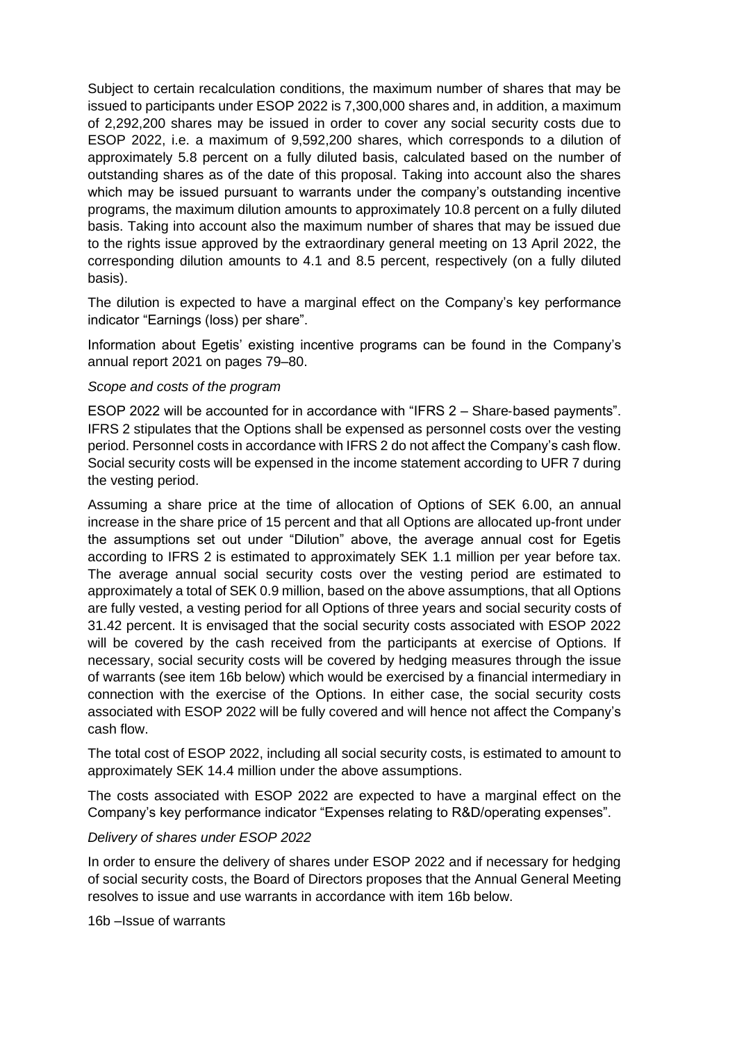Subject to certain recalculation conditions, the maximum number of shares that may be issued to participants under ESOP 2022 is 7,300,000 shares and, in addition, a maximum of 2,292,200 shares may be issued in order to cover any social security costs due to ESOP 2022, i.e. a maximum of 9,592,200 shares, which corresponds to a dilution of approximately 5.8 percent on a fully diluted basis, calculated based on the number of outstanding shares as of the date of this proposal. Taking into account also the shares which may be issued pursuant to warrants under the company's outstanding incentive programs, the maximum dilution amounts to approximately 10.8 percent on a fully diluted basis. Taking into account also the maximum number of shares that may be issued due to the rights issue approved by the extraordinary general meeting on 13 April 2022, the corresponding dilution amounts to 4.1 and 8.5 percent, respectively (on a fully diluted basis).

The dilution is expected to have a marginal effect on the Company's key performance indicator "Earnings (loss) per share".

Information about Egetis' existing incentive programs can be found in the Company's annual report 2021 on pages 79–80.

*Scope and costs of the program*

ESOP 2022 will be accounted for in accordance with "IFRS 2 – Share-based payments". IFRS 2 stipulates that the Options shall be expensed as personnel costs over the vesting period. Personnel costs in accordance with IFRS 2 do not affect the Company's cash flow. Social security costs will be expensed in the income statement according to UFR 7 during the vesting period.

Assuming a share price at the time of allocation of Options of SEK 6.00, an annual increase in the share price of 15 percent and that all Options are allocated up-front under the assumptions set out under "Dilution" above, the average annual cost for Egetis according to IFRS 2 is estimated to approximately SEK 1.1 million per year before tax. The average annual social security costs over the vesting period are estimated to approximately a total of SEK 0.9 million, based on the above assumptions, that all Options are fully vested, a vesting period for all Options of three years and social security costs of 31.42 percent. It is envisaged that the social security costs associated with ESOP 2022 will be covered by the cash received from the participants at exercise of Options. If necessary, social security costs will be covered by hedging measures through the issue of warrants (see item 16b below) which would be exercised by a financial intermediary in connection with the exercise of the Options. In either case, the social security costs associated with ESOP 2022 will be fully covered and will hence not affect the Company's cash flow.

The total cost of ESOP 2022, including all social security costs, is estimated to amount to approximately SEK 14.4 million under the above assumptions.

The costs associated with ESOP 2022 are expected to have a marginal effect on the Company's key performance indicator "Expenses relating to R&D/operating expenses".

*Delivery of shares under ESOP 2022*

In order to ensure the delivery of shares under ESOP 2022 and if necessary for hedging of social security costs, the Board of Directors proposes that the Annual General Meeting resolves to issue and use warrants in accordance with item 16b below.

16b –Issue of warrants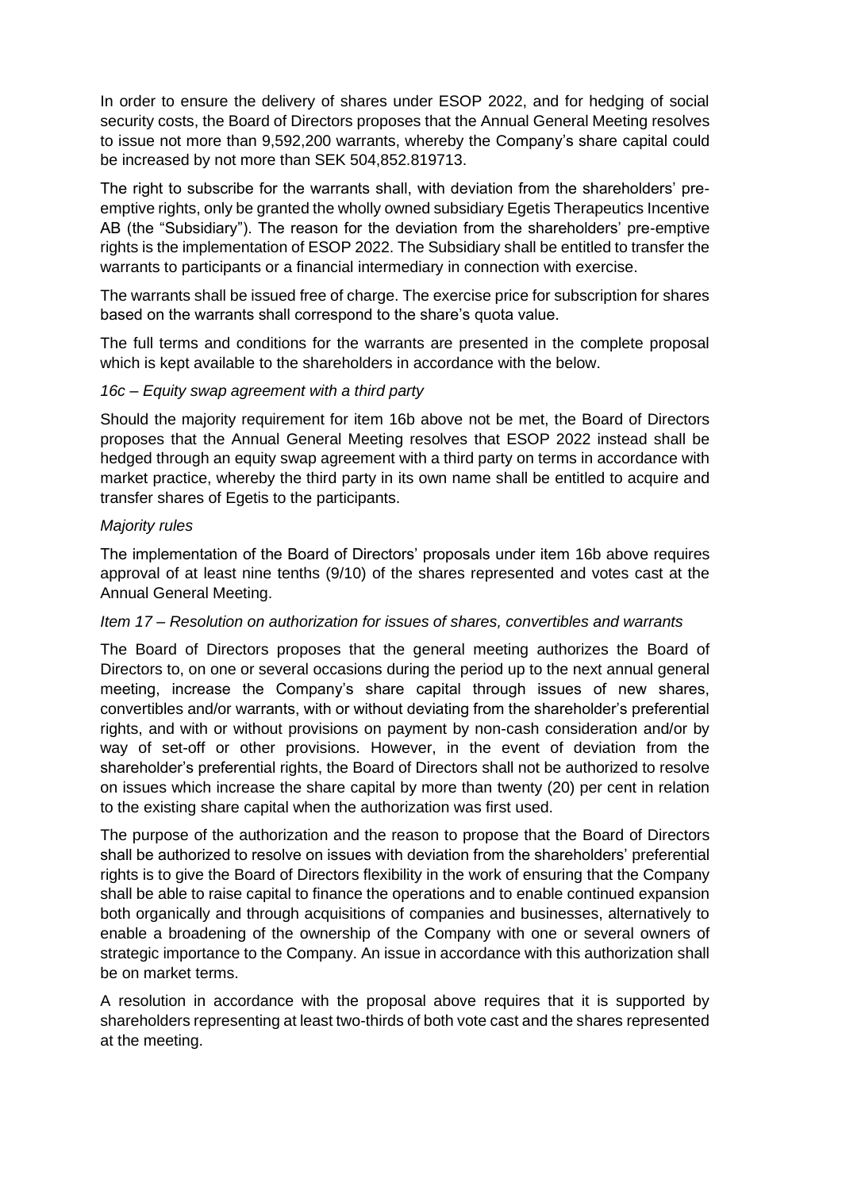In order to ensure the delivery of shares under ESOP 2022, and for hedging of social security costs, the Board of Directors proposes that the Annual General Meeting resolves to issue not more than 9,592,200 warrants, whereby the Company's share capital could be increased by not more than SEK 504,852.819713.

The right to subscribe for the warrants shall, with deviation from the shareholders' pre-emptive rights, only be granted the wholly owned subsidiary Egetis Therapeutics Incentive AB (the "Subsidiary"). The reason for the deviation from the shareholders' pre-emptive rights is the implementation of ESOP 2022. The Subsidiary shall be entitled to transfer the warrants to participants or a financial intermediary in connection with exercise.

The warrants shall be issued free of charge. The exercise price for subscription for shares based on the warrants shall correspond to the share's quota value.

The full terms and conditions for the warrants are presented in the complete proposal which is kept available to the shareholders in accordance with the below.

*16c – Equity swap agreement with a third party*

Should the majority requirement for item 16b above not be met, the Board of Directors proposes that the Annual General Meeting resolves that ESOP 2022 instead shall be hedged through an equity swap agreement with a third party on terms in accordance with market practice, whereby the third party in its own name shall be entitled to acquire and transfer shares of Egetis to the participants.

*Majority rules*

The implementation of the Board of Directors' proposals under item 16b above requires approval of at least nine tenths (9/10) of the shares represented and votes cast at the Annual General Meeting.

*Item 17 – Resolution on authorization for issues of shares, convertibles and warrants*

The Board of Directors proposes that the general meeting authorizes the Board of Directors to, on one or several occasions during the period up to the next annual general meeting, increase the Company's share capital through issues of new shares, convertibles and/or warrants, with or without deviating from the shareholder's preferential rights, and with or without provisions on payment by non-cash consideration and/or by way of set-off or other provisions. However, in the event of deviation from the shareholder's preferential rights, the Board of Directors shall not be authorized to resolve on issues which increase the share capital by more than twenty (20) per cent in relation to the existing share capital when the authorization was first used.

The purpose of the authorization and the reason to propose that the Board of Directors shall be authorized to resolve on issues with deviation from the shareholders' preferential rights is to give the Board of Directors flexibility in the work of ensuring that the Company shall be able to raise capital to finance the operations and to enable continued expansion both organically and through acquisitions of companies and businesses, alternatively to enable a broadening of the ownership of the Company with one or several owners of strategic importance to the Company. An issue in accordance with this authorization shall be on market terms.

A resolution in accordance with the proposal above requires that it is supported by shareholders representing at least two-thirds of both vote cast and the shares represented at the meeting.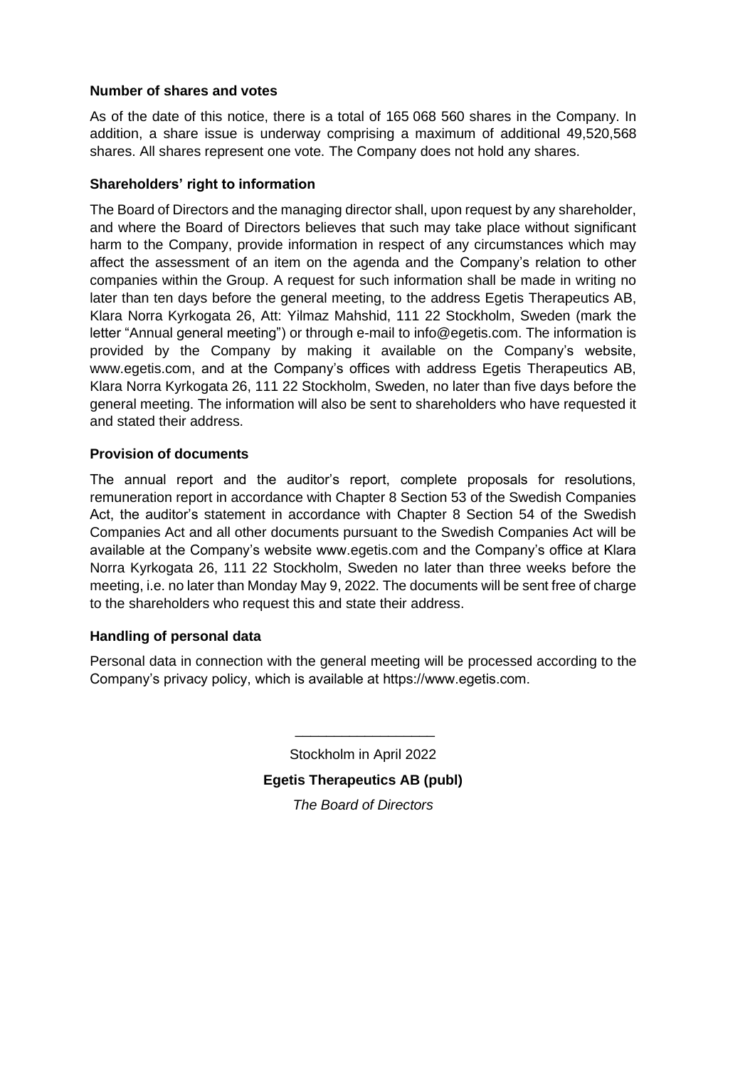**Number of shares and votes**

As of the date of this notice, there is a total of 165 068 560 shares in the Company. In addition, a share issue is underway comprising a maximum of additional 49,520,568 shares. All shares represent one vote. The Company does not hold any shares.

**Shareholders' right to information**

The Board of Directors and the managing director shall, upon request by any shareholder, and where the Board of Directors believes that such may take place without significant harm to the Company, provide information in respect of any circumstances which may affect the assessment of an item on the agenda and the Company's relation to other companies within the Group. A request for such information shall be made in writing no later than ten days before the general meeting, to the address Egetis Therapeutics AB, Klara Norra Kyrkogata 26, Att: Yilmaz Mahshid, 111 22 Stockholm, Sweden (mark the letter "Annual general meeting") or through e-mail to info@egetis.com. The information is provided by the Company by making it available on the Company's website, www.egetis.com, and at the Company's offices with address Egetis Therapeutics AB, Klara Norra Kyrkogata 26, 111 22 Stockholm, Sweden, no later than five days before the general meeting. The information will also be sent to shareholders who have requested it and stated their address.

**Provision of documents**

The annual report and the auditor's report, complete proposals for resolutions, remuneration report in accordance with Chapter 8 Section 53 of the Swedish Companies Act, the auditor's statement in accordance with Chapter 8 Section 54 of the Swedish Companies Act and all other documents pursuant to the Swedish Companies Act will be available at the Company's website www.egetis.com and the Company's office at Klara Norra Kyrkogata 26, 111 22 Stockholm, Sweden no later than three weeks before the meeting, i.e. no later than Monday May 9, 2022. The documents will be sent free of charge to the shareholders who request this and state their address.

**Handling of personal data**

Personal data in connection with the general meeting will be processed according to the Company's privacy policy, which is available at https://www.egetis.com.

\_\_\_\_\_\_\_\_\_\_\_\_\_\_\_\_\_\_

Stockholm in April 2022

**Egetis Therapeutics AB (publ)**

*The Board of Directors*